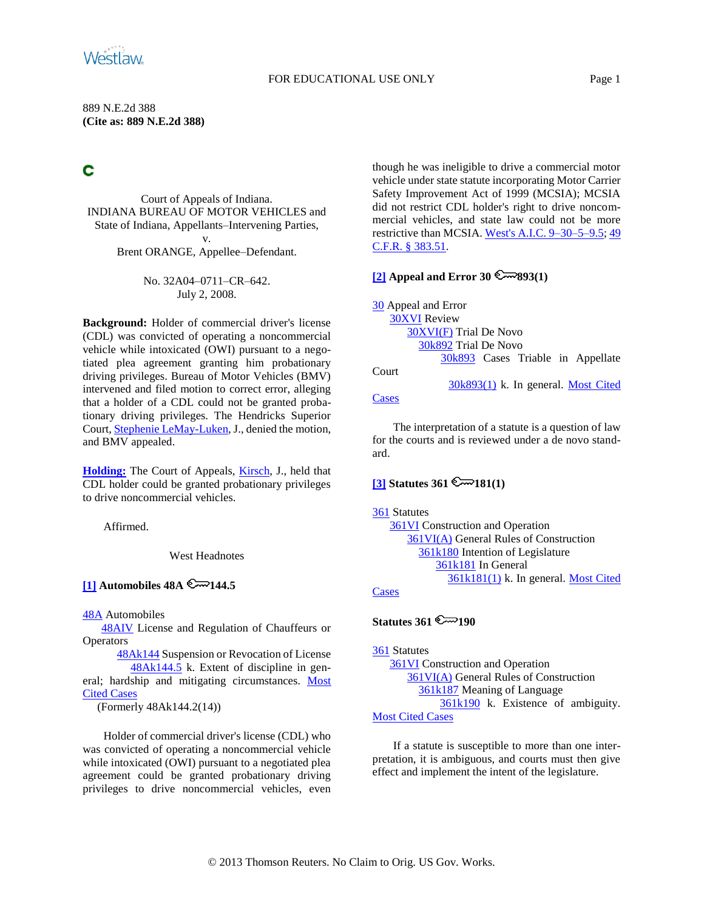889 N.E.2d 388
**(Cite as: 889 N.E.2d 388)**

Court of Appeals of Indiana.
INDIANA BUREAU OF MOTOR VEHICLES and State of Indiana, Appellants–Intervening Parties,
v.
Brent ORANGE, Appellee–Defendant.

No. 32A04–0711–CR–642.
July 2, 2008.

**Background:** Holder of commercial driver's license (CDL) was convicted of operating a noncommercial vehicle while intoxicated (OWI) pursuant to a negotiated plea agreement granting him probationary driving privileges. Bureau of Motor Vehicles (BMV) intervened and filed motion to correct error, alleging that a holder of a CDL could not be granted probationary driving privileges. The Hendricks Superior Court, Stephenie LeMay-Luken, J., denied the motion, and BMV appealed.

**Holding:** The Court of Appeals, Kirsch, J., held that CDL holder could be granted probationary privileges to drive noncommercial vehicles.

Affirmed.

West Headnotes

**[1] Automobiles 48A 144.5**

48A Automobiles
48AIV License and Regulation of Chauffeurs or Operators
48Ak144 Suspension or Revocation of License
48Ak144.5 k. Extent of discipline in general; hardship and mitigating circumstances. Most Cited Cases
(Formerly 48Ak144.2(14))

Holder of commercial driver's license (CDL) who was convicted of operating a noncommercial vehicle while intoxicated (OWI) pursuant to a negotiated plea agreement could be granted probationary driving privileges to drive noncommercial vehicles, even though he was ineligible to drive a commercial motor vehicle under state statute incorporating Motor Carrier Safety Improvement Act of 1999 (MCSIA); MCSIA did not restrict CDL holder's right to drive noncommercial vehicles, and state law could not be more restrictive than MCSIA. West's A.I.C. 9–30–5–9.5; 49 C.F.R. § 383.51.

**[2] Appeal and Error 30 893(1)**

30 Appeal and Error
30XVI Review
30XVI(F) Trial De Novo
30k892 Trial De Novo
30k893 Cases Triable in Appellate Court
30k893(1) k. In general. Most Cited Cases

The interpretation of a statute is a question of law for the courts and is reviewed under a de novo standard.

**[3] Statutes 361 181(1)**

361 Statutes
361VI Construction and Operation
361VI(A) General Rules of Construction
361k180 Intention of Legislature
361k181 In General
361k181(1) k. In general. Most Cited Cases

**Statutes 361 190**

361 Statutes
361VI Construction and Operation
361VI(A) General Rules of Construction
361k187 Meaning of Language
361k190 k. Existence of ambiguity. Most Cited Cases

If a statute is susceptible to more than one interpretation, it is ambiguous, and courts must then give effect and implement the intent of the legislature.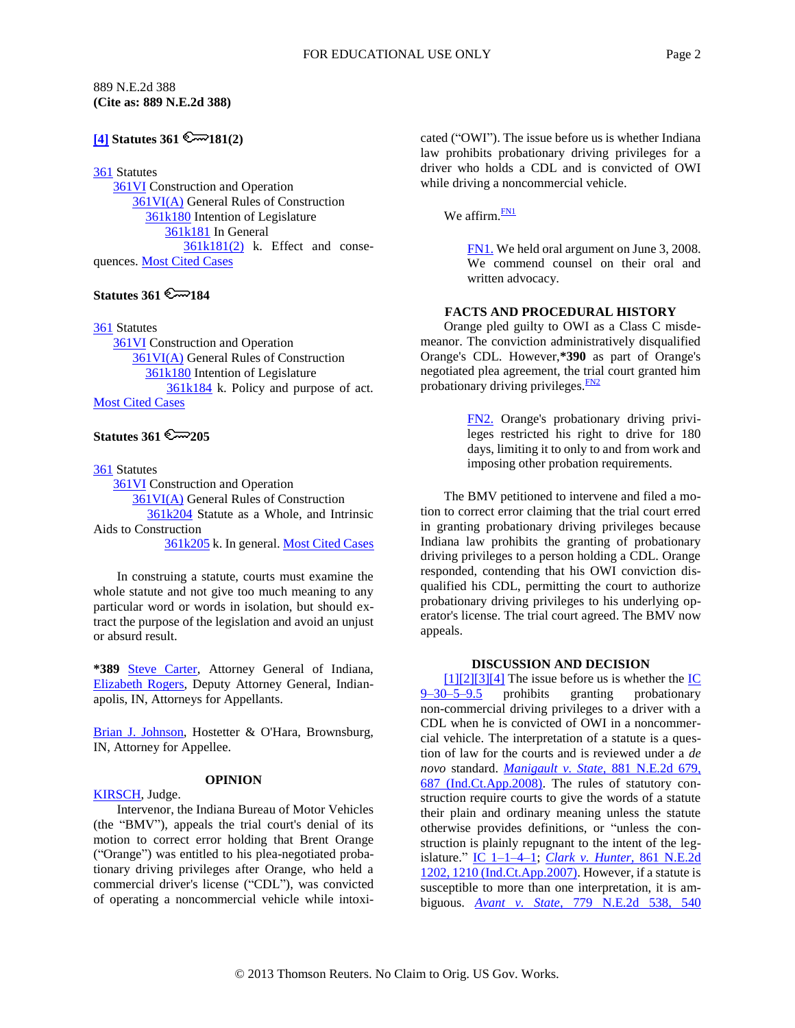889 N.E.2d 388
**(Cite as: 889 N.E.2d 388)**

**[4] Statutes 361 ⚿181(2)**

361 Statutes
361VI Construction and Operation
361VI(A) General Rules of Construction
361k180 Intention of Legislature
361k181 In General
361k181(2) k. Effect and consequences. Most Cited Cases

**Statutes 361 ⚿184**

361 Statutes
361VI Construction and Operation
361VI(A) General Rules of Construction
361k180 Intention of Legislature
361k184 k. Policy and purpose of act. Most Cited Cases

**Statutes 361 ⚿205**

361 Statutes
361VI Construction and Operation
361VI(A) General Rules of Construction
361k204 Statute as a Whole, and Intrinsic Aids to Construction
361k205 k. In general. Most Cited Cases

In construing a statute, courts must examine the whole statute and not give too much meaning to any particular word or words in isolation, but should extract the purpose of the legislation and avoid an unjust or absurd result.

**\*389** Steve Carter, Attorney General of Indiana, Elizabeth Rogers, Deputy Attorney General, Indianapolis, IN, Attorneys for Appellants.

Brian J. Johnson, Hostetter & O'Hara, Brownsburg, IN, Attorney for Appellee.

## OPINION

KIRSCH, Judge.

Intervenor, the Indiana Bureau of Motor Vehicles (the "BMV"), appeals the trial court's denial of its motion to correct error holding that Brent Orange ("Orange") was entitled to his plea-negotiated probationary driving privileges after Orange, who held a commercial driver's license ("CDL"), was convicted of operating a noncommercial vehicle while intoxicated ("OWI"). The issue before us is whether Indiana law prohibits probationary driving privileges for a driver who holds a CDL and is convicted of OWI while driving a noncommercial vehicle.

We affirm.[FN1]

> FN1. We held oral argument on June 3, 2008. We commend counsel on their oral and written advocacy.

## FACTS AND PROCEDURAL HISTORY

Orange pled guilty to OWI as a Class C misdemeanor. The conviction administratively disqualified Orange's CDL. However,**\*390** as part of Orange's negotiated plea agreement, the trial court granted him probationary driving privileges.[FN2]

> FN2. Orange's probationary driving privileges restricted his right to drive for 180 days, limiting it to only to and from work and imposing other probation requirements.

The BMV petitioned to intervene and filed a motion to correct error claiming that the trial court erred in granting probationary driving privileges because Indiana law prohibits the granting of probationary driving privileges to a person holding a CDL. Orange responded, contending that his OWI conviction disqualified his CDL, permitting the court to authorize probationary driving privileges to his underlying operator's license. The trial court agreed. The BMV now appeals.

## DISCUSSION AND DECISION

[1][2][3][4] The issue before us is whether the IC 9–30–5–9.5 prohibits granting probationary non-commercial driving privileges to a driver with a CDL when he is convicted of OWI in a noncommercial vehicle. The interpretation of a statute is a question of law for the courts and is reviewed under a *de novo* standard. *Manigault v. State,* 881 N.E.2d 679, 687 (Ind.Ct.App.2008). The rules of statutory construction require courts to give the words of a statute their plain and ordinary meaning unless the statute otherwise provides definitions, or "unless the construction is plainly repugnant to the intent of the legislature." IC 1–1–4–1; *Clark v. Hunter,* 861 N.E.2d 1202, 1210 (Ind.Ct.App.2007). However, if a statute is susceptible to more than one interpretation, it is ambiguous. *Avant v. State,* 779 N.E.2d 538, 540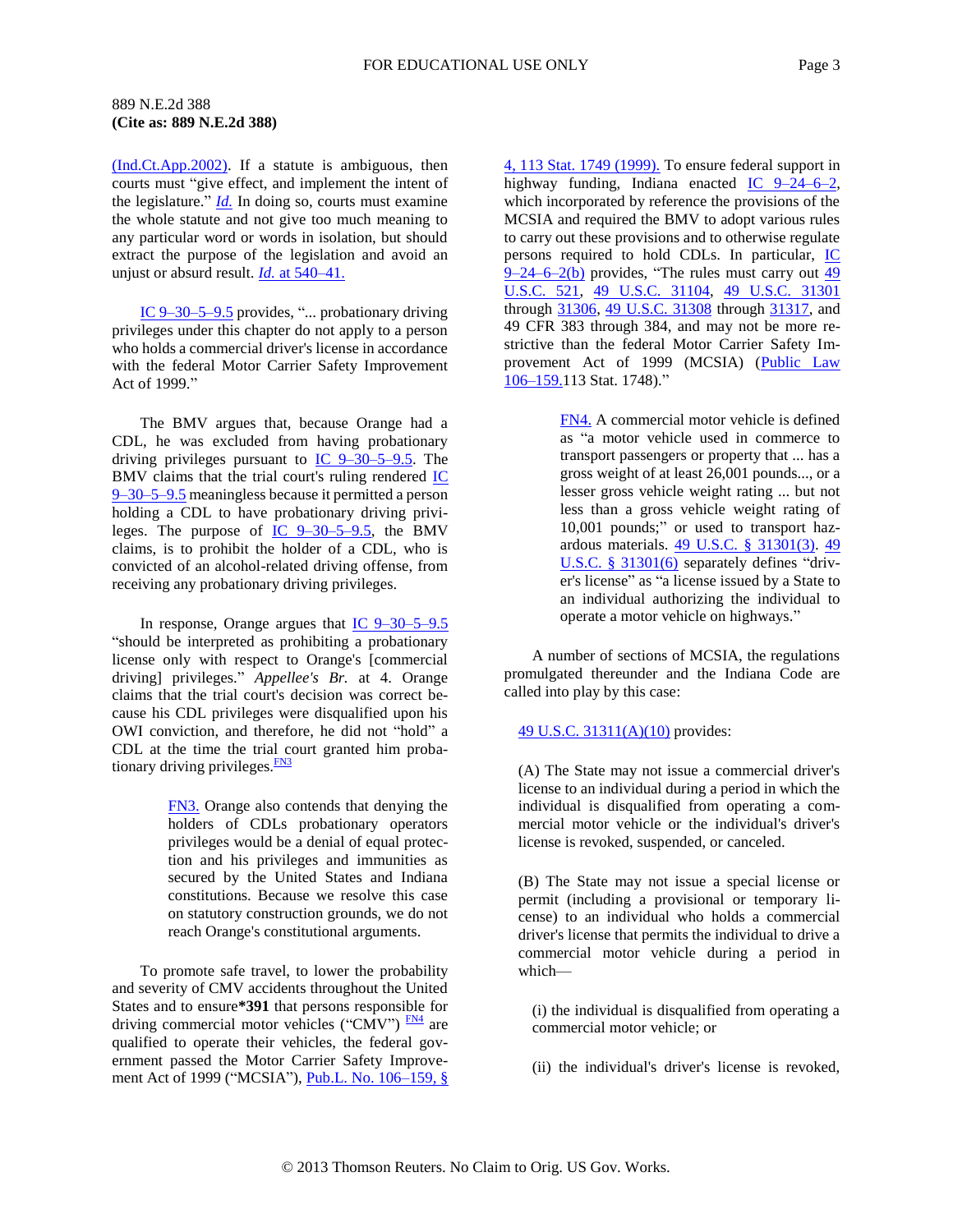(Ind.Ct.App.2002). If a statute is ambiguous, then courts must "give effect, and implement the intent of the legislature." *Id.* In doing so, courts must examine the whole statute and not give too much meaning to any particular word or words in isolation, but should extract the purpose of the legislation and avoid an unjust or absurd result. *Id.* at 540–41.

IC 9–30–5–9.5 provides, "... probationary driving privileges under this chapter do not apply to a person who holds a commercial driver's license in accordance with the federal Motor Carrier Safety Improvement Act of 1999."

The BMV argues that, because Orange had a CDL, he was excluded from having probationary driving privileges pursuant to IC 9–30–5–9.5. The BMV claims that the trial court's ruling rendered IC 9–30–5–9.5 meaningless because it permitted a person holding a CDL to have probationary driving privileges. The purpose of IC 9–30–5–9.5, the BMV claims, is to prohibit the holder of a CDL, who is convicted of an alcohol-related driving offense, from receiving any probationary driving privileges.

In response, Orange argues that IC 9–30–5–9.5 "should be interpreted as prohibiting a probationary license only with respect to Orange's [commercial driving] privileges." *Appellee's Br.* at 4. Orange claims that the trial court's decision was correct because his CDL privileges were disqualified upon his OWI conviction, and therefore, he did not "hold" a CDL at the time the trial court granted him probationary driving privileges.[FN3]

> FN3. Orange also contends that denying the holders of CDLs probationary operators privileges would be a denial of equal protection and his privileges and immunities as secured by the United States and Indiana constitutions. Because we resolve this case on statutory construction grounds, we do not reach Orange's constitutional arguments.

To promote safe travel, to lower the probability and severity of CMV accidents throughout the United States and to ensure**\*391** that persons responsible for driving commercial motor vehicles ("CMV") [FN4] are qualified to operate their vehicles, the federal government passed the Motor Carrier Safety Improvement Act of 1999 ("MCSIA"), Pub.L. No. 106–159, § 4, 113 Stat. 1749 (1999). To ensure federal support in highway funding, Indiana enacted IC 9–24–6–2, which incorporated by reference the provisions of the MCSIA and required the BMV to adopt various rules to carry out these provisions and to otherwise regulate persons required to hold CDLs. In particular, IC 9–24–6–2(b) provides, "The rules must carry out 49 U.S.C. 521, 49 U.S.C. 31104, 49 U.S.C. 31301 through 31306, 49 U.S.C. 31308 through 31317, and 49 CFR 383 through 384, and may not be more restrictive than the federal Motor Carrier Safety Improvement Act of 1999 (MCSIA) (Public Law 106–159.113 Stat. 1748)."

> FN4. A commercial motor vehicle is defined as "a motor vehicle used in commerce to transport passengers or property that ... has a gross weight of at least 26,001 pounds..., or a lesser gross vehicle weight rating ... but not less than a gross vehicle weight rating of 10,001 pounds;" or used to transport hazardous materials. 49 U.S.C. § 31301(3). 49 U.S.C. § 31301(6) separately defines "driver's license" as "a license issued by a State to an individual authorizing the individual to operate a motor vehicle on highways."

A number of sections of MCSIA, the regulations promulgated thereunder and the Indiana Code are called into play by this case:

49 U.S.C. 31311(A)(10) provides:

(A) The State may not issue a commercial driver's license to an individual during a period in which the individual is disqualified from operating a commercial motor vehicle or the individual's driver's license is revoked, suspended, or canceled.

(B) The State may not issue a special license or permit (including a provisional or temporary license) to an individual who holds a commercial driver's license that permits the individual to drive a commercial motor vehicle during a period in which—

(i) the individual is disqualified from operating a commercial motor vehicle; or

(ii) the individual's driver's license is revoked,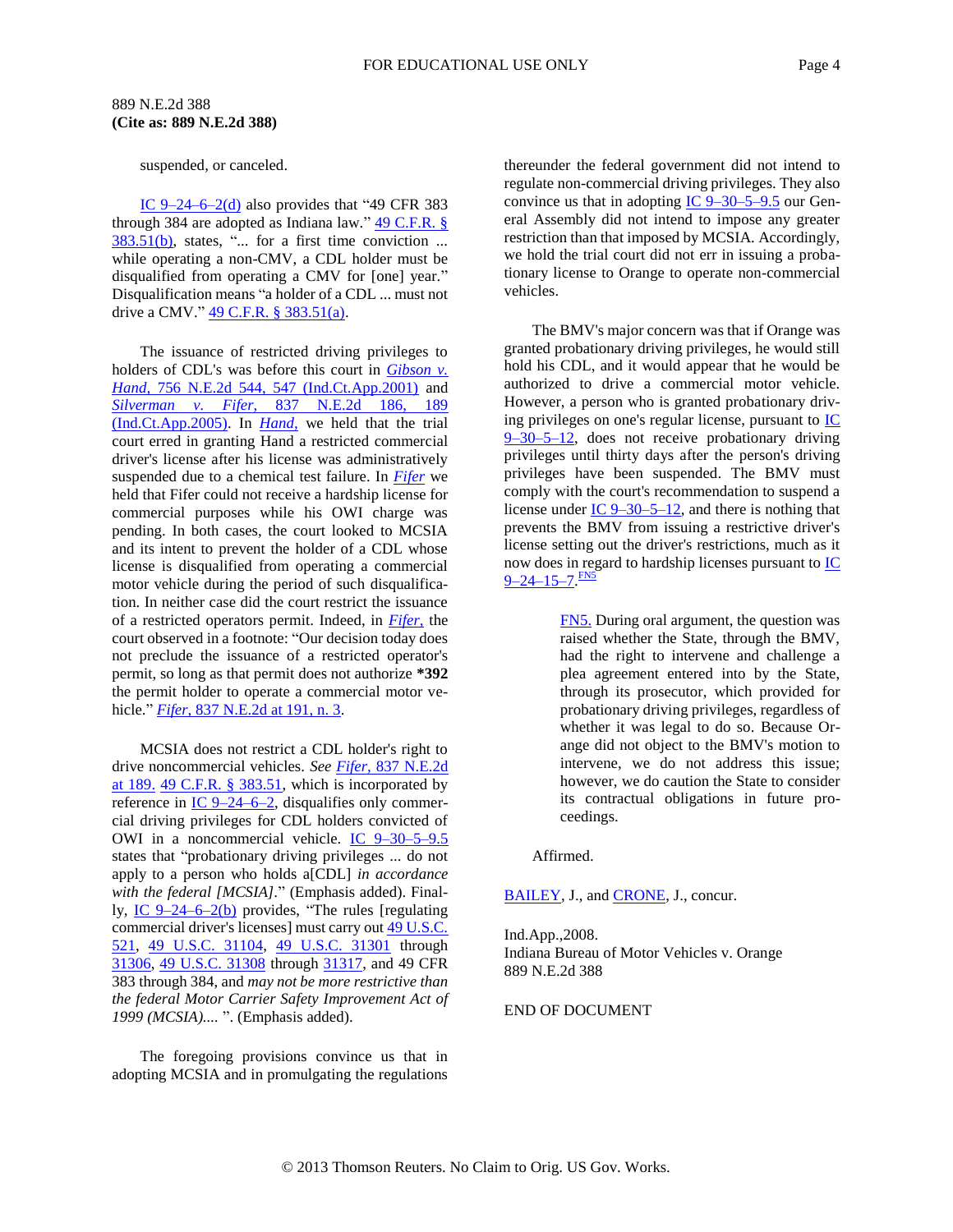suspended, or canceled.

IC 9–24–6–2(d) also provides that "49 CFR 383 through 384 are adopted as Indiana law." 49 C.F.R. § 383.51(b), states, "... for a first time conviction ... while operating a non-CMV, a CDL holder must be disqualified from operating a CMV for [one] year." Disqualification means "a holder of a CDL ... must not drive a CMV." 49 C.F.R. § 383.51(a).

The issuance of restricted driving privileges to holders of CDL's was before this court in *Gibson v. Hand,* 756 N.E.2d 544, 547 (Ind.Ct.App.2001) and *Silverman v. Fifer,* 837 N.E.2d 186, 189 (Ind.Ct.App.2005). In *Hand,* we held that the trial court erred in granting Hand a restricted commercial driver's license after his license was administratively suspended due to a chemical test failure. In *Fifer* we held that Fifer could not receive a hardship license for commercial purposes while his OWI charge was pending. In both cases, the court looked to MCSIA and its intent to prevent the holder of a CDL whose license is disqualified from operating a commercial motor vehicle during the period of such disqualification. In neither case did the court restrict the issuance of a restricted operators permit. Indeed, in *Fifer,* the court observed in a footnote: "Our decision today does not preclude the issuance of a restricted operator's permit, so long as that permit does not authorize **\*392** the permit holder to operate a commercial motor vehicle." *Fifer,* 837 N.E.2d at 191, n. 3.

MCSIA does not restrict a CDL holder's right to drive noncommercial vehicles. *See Fifer,* 837 N.E.2d at 189. 49 C.F.R. § 383.51, which is incorporated by reference in IC 9–24–6–2, disqualifies only commercial driving privileges for CDL holders convicted of OWI in a noncommercial vehicle. IC 9–30–5–9.5 states that "probationary driving privileges ... do not apply to a person who holds a[CDL] *in accordance with the federal [MCSIA]*." (Emphasis added). Finally, IC 9–24–6–2(b) provides, "The rules [regulating commercial driver's licenses] must carry out 49 U.S.C. 521, 49 U.S.C. 31104, 49 U.S.C. 31301 through 31306, 49 U.S.C. 31308 through 31317, and 49 CFR 383 through 384, and *may not be more restrictive than the federal Motor Carrier Safety Improvement Act of 1999 (MCSIA)....* ". (Emphasis added).

The foregoing provisions convince us that in adopting MCSIA and in promulgating the regulations thereunder the federal government did not intend to regulate non-commercial driving privileges. They also convince us that in adopting IC 9–30–5–9.5 our General Assembly did not intend to impose any greater restriction than that imposed by MCSIA. Accordingly, we hold the trial court did not err in issuing a probationary license to Orange to operate non-commercial vehicles.

The BMV's major concern was that if Orange was granted probationary driving privileges, he would still hold his CDL, and it would appear that he would be authorized to drive a commercial motor vehicle. However, a person who is granted probationary driving privileges on one's regular license, pursuant to IC 9–30–5–12, does not receive probationary driving privileges until thirty days after the person's driving privileges have been suspended. The BMV must comply with the court's recommendation to suspend a license under IC 9–30–5–12, and there is nothing that prevents the BMV from issuing a restrictive driver's license setting out the driver's restrictions, much as it now does in regard to hardship licenses pursuant to IC 9–24–15–7.[FN5]

> FN5. During oral argument, the question was raised whether the State, through the BMV, had the right to intervene and challenge a plea agreement entered into by the State, through its prosecutor, which provided for probationary driving privileges, regardless of whether it was legal to do so. Because Orange did not object to the BMV's motion to intervene, we do not address this issue; however, we do caution the State to consider its contractual obligations in future proceedings.

Affirmed.

BAILEY, J., and CRONE, J., concur.

Ind.App.,2008.
Indiana Bureau of Motor Vehicles v. Orange
889 N.E.2d 388

END OF DOCUMENT